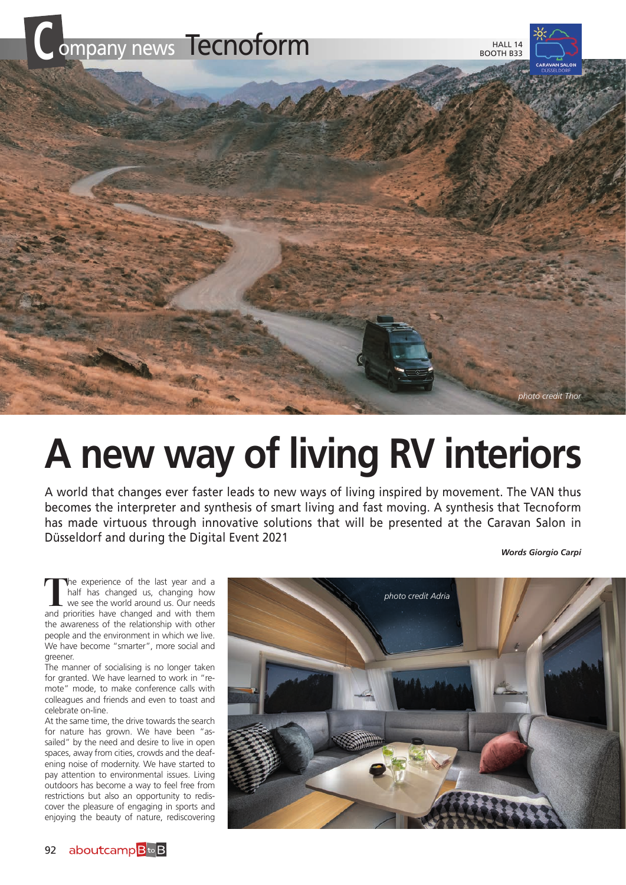Company news Tecnoform

HALL 14
BOOTH B33

photo credit Thor

# A new way of living RV interiors

A world that changes ever faster leads to new ways of living inspired by movement. The VAN thus becomes the interpreter and synthesis of smart living and fast moving. A synthesis that Tecnoform has made virtuous through innovative solutions that will be presented at the Caravan Salon in Düsseldorf and during the Digital Event 2021

***Words Giorgio Carpi***

The experience of the last year and a half has changed us, changing how we see the world around us. Our needs and priorities have changed and with them the awareness of the relationship with other people and the environment in which we live. We have become "smarter", more social and greener.

The manner of socialising is no longer taken for granted. We have learned to work in "remote" mode, to make conference calls with colleagues and friends and even to toast and celebrate on-line.

At the same time, the drive towards the search for nature has grown. We have been "assailed" by the need and desire to live in open spaces, away from cities, crowds and the deafening noise of modernity. We have started to pay attention to environmental issues. Living outdoors has become a way to feel free from restrictions but also an opportunity to rediscover the pleasure of engaging in sports and enjoying the beauty of nature, rediscovering

photo credit Adria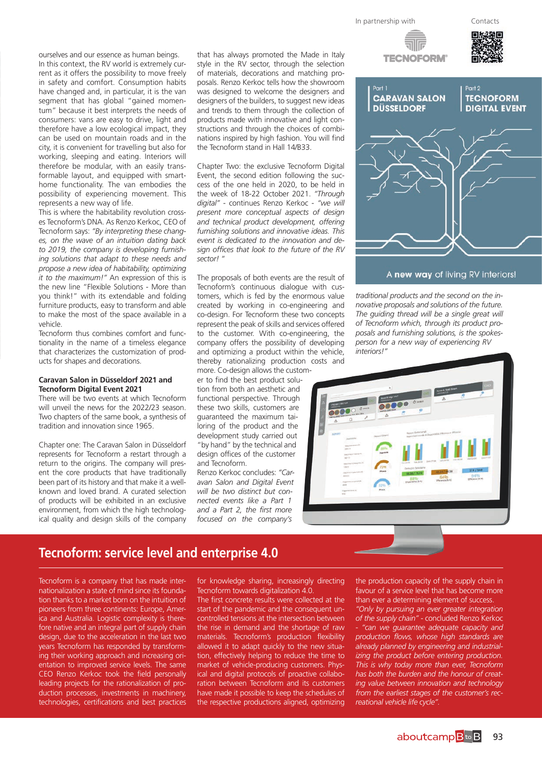ourselves and our essence as human beings. In this context, the RV world is extremely current as it offers the possibility to move freely in safety and comfort. Consumption habits have changed and, in particular, it is the van segment that has global "gained momentum" because it best interprets the needs of consumers: vans are easy to drive, light and therefore have a low ecological impact, they can be used on mountain roads and in the city, it is convenient for travelling but also for working, sleeping and eating. Interiors will therefore be modular, with an easily transformable layout, and equipped with smart-home functionality. The van embodies the possibility of experiencing movement. This represents a new way of life.

This is where the habitability revolution crosses Tecnoform's DNA. As Renzo Kerkoc, CEO of Tecnoform says: *"By interpreting these changes, on the wave of an intuition dating back to 2019, the company is developing furnishing solutions that adapt to these needs and propose a new idea of habitability, optimizing it to the maximum!"* An expression of this is the new line "Flexible Solutions - More than you think!" with its extendable and folding furniture products, easy to transform and able to make the most of the space available in a vehicle.

Tecnoform thus combines comfort and functionality in the name of a timeless elegance that characterizes the customization of products for shapes and decorations.

**Caravan Salon in Düsseldorf 2021 and Tecnoform Digital Event 2021**

There will be two events at which Tecnoform will unveil the news for the 2022/23 season. Two chapters of the same book, a synthesis of tradition and innovation since 1965.

Chapter one: The Caravan Salon in Düsseldorf represents for Tecnoform a restart through a return to the origins. The company will present the core products that have traditionally been part of its history and that make it a well-known and loved brand. A curated selection of products will be exhibited in an exclusive environment, from which the high technological quality and design skills of the company that has always promoted the Made in Italy style in the RV sector, through the selection of materials, decorations and matching proposals. Renzo Kerkoc tells how the showroom was designed to welcome the designers and designers of the builders, to suggest new ideas and trends to them through the collection of products made with innovative and light constructions and through the choices of combinations inspired by high fashion. You will find the Tecnoform stand in Hall 14/B33.

Chapter Two: the exclusive Tecnoform Digital Event, the second edition following the success of the one held in 2020, to be held in the week of 18-22 October 2021. *"Through digital"* - continues Renzo Kerkoc - *"we will present more conceptual aspects of design and technical product development, offering furnishing solutions and innovative ideas. This event is dedicated to the innovation and design offices that look to the future of the RV sector! "*

The proposals of both events are the result of Tecnoform's continuous dialogue with customers, which is fed by the enormous value created by working in co-engineering and co-design. For Tecnoform these two concepts represent the peak of skills and services offered to the customer. With co-engineering, the company offers the possibility of developing and optimizing a product within the vehicle, thereby rationalizing production costs and more. Co-design allows the customer to find the best product solution from both an aesthetic and functional perspective. Through these two skills, customers are guaranteed the maximum tailoring of the product and the development study carried out "by hand" by the technical and design offices of the customer and Tecnoform.

Renzo Kerkoc concludes: *"Caravan Salon and Digital Event will be two distinct but connected events like a Part 1 and a Part 2, the first more focused on the company's traditional products and the second on the innovative proposals and solutions of the future. The guiding thread will be a single great will of Tecnoform which, through its product proposals and furnishing solutions, is the spokesperson for a new way of experiencing RV interiors!"*

In partnership with

TECNOFORM®

Contacts

Part 1
CARAVAN SALON DÜSSELDORF

Part 2
TECNOFORM DIGITAL EVENT

A **new way** of living RV interiors!

## Tecnoform: service level and enterprise 4.0

Tecnoform is a company that has made internationalization a state of mind since its foundation thanks to a market born on the intuition of pioneers from three continents: Europe, America and Australia. Logistic complexity is therefore native and an integral part of supply chain design, due to the acceleration in the last two years Tecnoform has responded by transforming their working approach and increasing orientation to improved service levels. The same CEO Renzo Kerkoc took the field personally leading projects for the rationalization of production processes, investments in machinery, technologies, certifications and best practices for knowledge sharing, increasingly directing Tecnoform towards digitalization 4.0.

The first concrete results were collected at the start of the pandemic and the consequent uncontrolled tensions at the intersection between the rise in demand and the shortage of raw materials. Tecnoform's production flexibility allowed it to adapt quickly to the new situation, effectively helping to reduce the time to market of vehicle-producing customers. Physical and digital protocols of proactive collaboration between Tecnoform and its customers have made it possible to keep the schedules of the respective productions aligned, optimizing the production capacity of the supply chain in favour of a service level that has become more than ever a determining element of success.

*"Only by pursuing an ever greater integration of the supply chain"* - concluded Renzo Kerkoc - *"can we guarantee adequate capacity and production flows, whose high standards are already planned by engineering and industrializing the product before entering production. This is why today more than ever, Tecnoform has both the burden and the honour of creating value between innovation and technology from the earliest stages of the customer's recreational vehicle life cycle".*